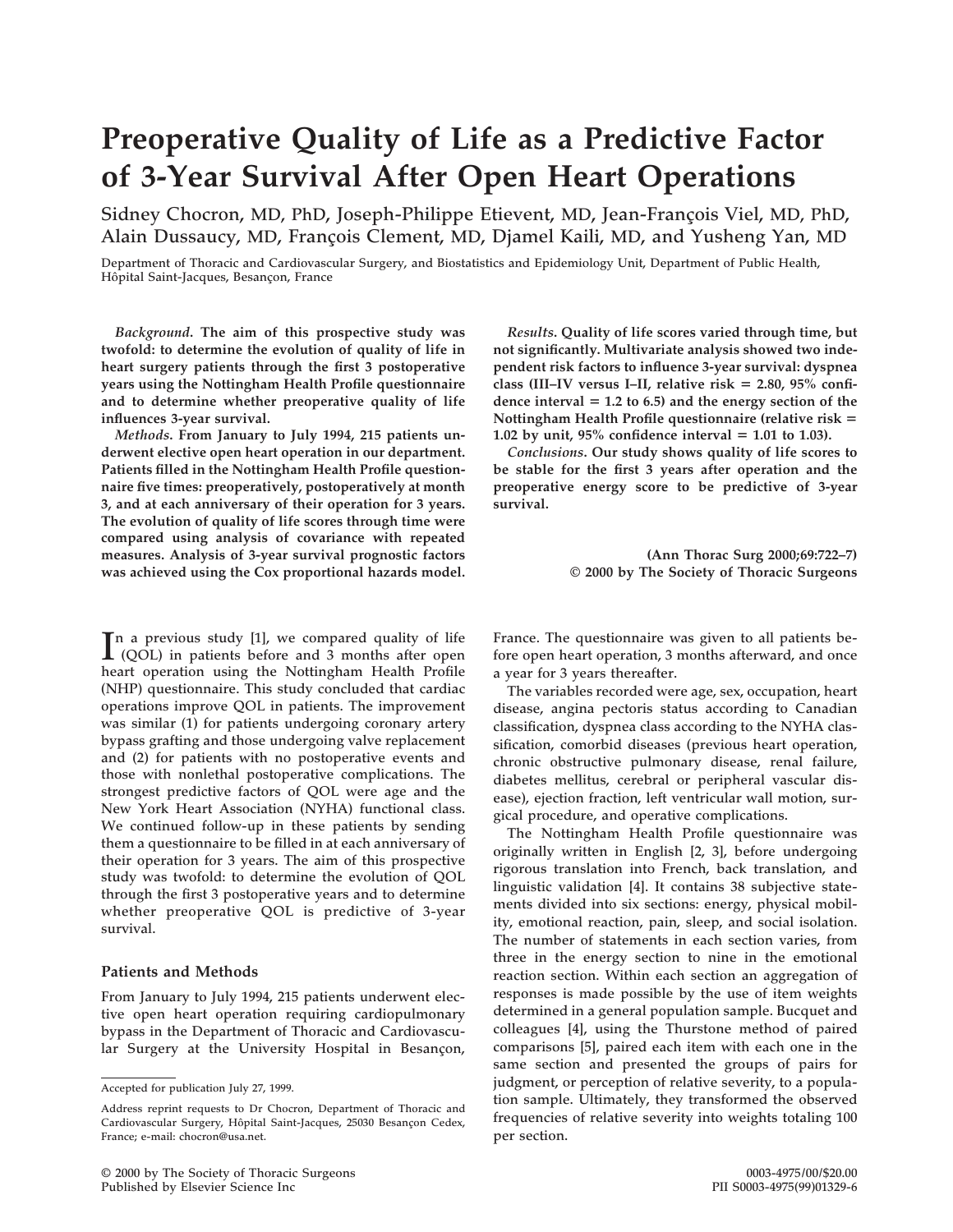# Preoperative Quality of Life as a Predictive Factor of 3-Year Survival After Open Heart Operations

Sidney Chocron, MD, PhD, Joseph-Philippe Etievent, MD, Jean-François Viel, MD, PhD, Alain Dussaucy, MD, François Clement, MD, Djamel Kaili, MD, and Yusheng Yan, MD

Department of Thoracic and Cardiovascular Surgery, and Biostatistics and Epidemiology Unit, Department of Public Health, Hôpital Saint-Jacques, Besançon, France

***Background.*** **The aim of this prospective study was twofold: to determine the evolution of quality of life in heart surgery patients through the first 3 postoperative years using the Nottingham Health Profile questionnaire and to determine whether preoperative quality of life influences 3-year survival.**

***Methods.*** **From January to July 1994, 215 patients underwent elective open heart operation in our department. Patients filled in the Nottingham Health Profile questionnaire five times: preoperatively, postoperatively at month 3, and at each anniversary of their operation for 3 years. The evolution of quality of life scores through time were compared using analysis of covariance with repeated measures. Analysis of 3-year survival prognostic factors was achieved using the Cox proportional hazards model.**

***Results.*** **Quality of life scores varied through time, but not significantly. Multivariate analysis showed two independent risk factors to influence 3-year survival: dyspnea class (III–IV versus I–II, relative risk = 2.80, 95% confidence interval = 1.2 to 6.5) and the energy section of the Nottingham Health Profile questionnaire (relative risk = 1.02 by unit, 95% confidence interval = 1.01 to 1.03).**

***Conclusions.*** **Our study shows quality of life scores to be stable for the first 3 years after operation and the preoperative energy score to be predictive of 3-year survival.**

**(Ann Thorac Surg 2000;69:722–7)**
**© 2000 by The Society of Thoracic Surgeons**

In a previous study [1], we compared quality of life (QOL) in patients before and 3 months after open heart operation using the Nottingham Health Profile (NHP) questionnaire. This study concluded that cardiac operations improve QOL in patients. The improvement was similar (1) for patients undergoing coronary artery bypass grafting and those undergoing valve replacement and (2) for patients with no postoperative events and those with nonlethal postoperative complications. The strongest predictive factors of QOL were age and the New York Heart Association (NYHA) functional class. We continued follow-up in these patients by sending them a questionnaire to be filled in at each anniversary of their operation for 3 years. The aim of this prospective study was twofold: to determine the evolution of QOL through the first 3 postoperative years and to determine whether preoperative QOL is predictive of 3-year survival.

## Patients and Methods

From January to July 1994, 215 patients underwent elective open heart operation requiring cardiopulmonary bypass in the Department of Thoracic and Cardiovascular Surgery at the University Hospital in Besançon, France. The questionnaire was given to all patients before open heart operation, 3 months afterward, and once a year for 3 years thereafter.

The variables recorded were age, sex, occupation, heart disease, angina pectoris status according to Canadian classification, dyspnea class according to the NYHA classification, comorbid diseases (previous heart operation, chronic obstructive pulmonary disease, renal failure, diabetes mellitus, cerebral or peripheral vascular disease), ejection fraction, left ventricular wall motion, surgical procedure, and operative complications.

The Nottingham Health Profile questionnaire was originally written in English [2, 3], before undergoing rigorous translation into French, back translation, and linguistic validation [4]. It contains 38 subjective statements divided into six sections: energy, physical mobility, emotional reaction, pain, sleep, and social isolation. The number of statements in each section varies, from three in the energy section to nine in the emotional reaction section. Within each section an aggregation of responses is made possible by the use of item weights determined in a general population sample. Bucquet and colleagues [4], using the Thurstone method of paired comparisons [5], paired each item with each one in the same section and presented the groups of pairs for judgment, or perception of relative severity, to a population sample. Ultimately, they transformed the observed frequencies of relative severity into weights totaling 100 per section.

Accepted for publication July 27, 1999.

Address reprint requests to Dr Chocron, Department of Thoracic and Cardiovascular Surgery, Hôpital Saint-Jacques, 25030 Besançon Cedex, France; e-mail: chocron@usa.net.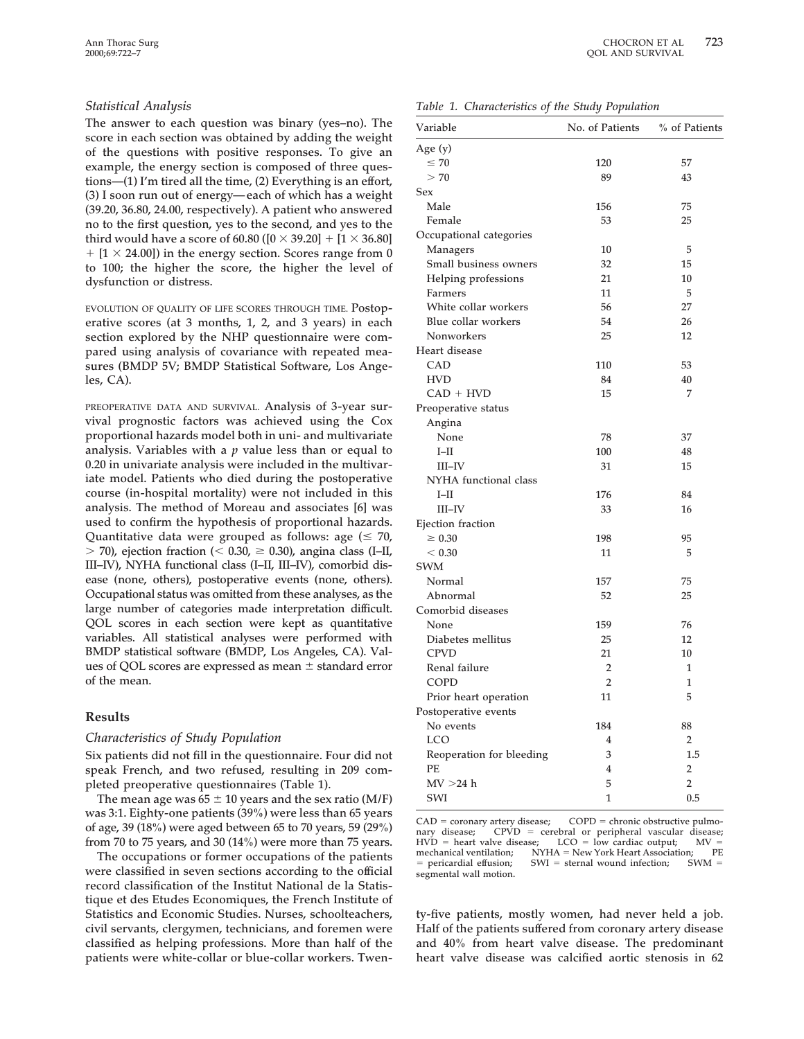### Statistical Analysis

The answer to each question was binary (yes–no). The score in each section was obtained by adding the weight of the questions with positive responses. To give an example, the energy section is composed of three questions—(1) I'm tired all the time, (2) Everything is an effort, (3) I soon run out of energy—each of which has a weight (39.20, 36.80, 24.00, respectively). A patient who answered no to the first question, yes to the second, and yes to the third would have a score of 60.80 ($[0 \times 39.20] + [1 \times 36.80] + [1 \times 24.00]$) in the energy section. Scores range from 0 to 100; the higher the score, the higher the level of dysfunction or distress.

EVOLUTION OF QUALITY OF LIFE SCORES THROUGH TIME. Postoperative scores (at 3 months, 1, 2, and 3 years) in each section explored by the NHP questionnaire were compared using analysis of covariance with repeated measures (BMDP 5V; BMDP Statistical Software, Los Angeles, CA).

PREOPERATIVE DATA AND SURVIVAL. Analysis of 3-year survival prognostic factors was achieved using the Cox proportional hazards model both in uni- and multivariate analysis. Variables with a $p$ value less than or equal to 0.20 in univariate analysis were included in the multivariate model. Patients who died during the postoperative course (in-hospital mortality) were not included in this analysis. The method of Moreau and associates [6] was used to confirm the hypothesis of proportional hazards. Quantitative data were grouped as follows: age ($\leq$ 70, $>$ 70), ejection fraction ($<$ 0.30, $\geq$ 0.30), angina class (I–II, III–IV), NYHA functional class (I–II, III–IV), comorbid disease (none, others), postoperative events (none, others). Occupational status was omitted from these analyses, as the large number of categories made interpretation difficult. QOL scores in each section were kept as quantitative variables. All statistical analyses were performed with BMDP statistical software (BMDP, Los Angeles, CA). Values of QOL scores are expressed as mean $\pm$ standard error of the mean.

## Results

### Characteristics of Study Population

Six patients did not fill in the questionnaire. Four did not speak French, and two refused, resulting in 209 completed preoperative questionnaires (Table 1).

The mean age was 65 $\pm$ 10 years and the sex ratio (M/F) was 3:1. Eighty-one patients (39%) were less than 65 years of age, 39 (18%) were aged between 65 to 70 years, 59 (29%) from 70 to 75 years, and 30 (14%) were more than 75 years.

The occupations or former occupations of the patients were classified in seven sections according to the official record classification of the Institut National de la Statistique et des Etudes Economiques, the French Institute of Statistics and Economic Studies. Nurses, schoolteachers, civil servants, clergymen, technicians, and foremen were classified as helping professions. More than half of the patients were white-collar or blue-collar workers. Twenty-five patients, mostly women, had never held a job. Half of the patients suffered from coronary artery disease and 40% from heart valve disease. The predominant heart valve disease was calcified aortic stenosis in 62

*Table 1. Characteristics of the Study Population*

| Variable | No. of Patients | % of Patients |
|---|---|---|
| Age (y) | | |
| ≤ 70 | 120 | 57 |
| > 70 | 89 | 43 |
| Sex | | |
| Male | 156 | 75 |
| Female | 53 | 25 |
| Occupational categories | | |
| Managers | 10 | 5 |
| Small business owners | 32 | 15 |
| Helping professions | 21 | 10 |
| Farmers | 11 | 5 |
| White collar workers | 56 | 27 |
| Blue collar workers | 54 | 26 |
| Nonworkers | 25 | 12 |
| Heart disease | | |
| CAD | 110 | 53 |
| HVD | 84 | 40 |
| CAD + HVD | 15 | 7 |
| Preoperative status | | |
| Angina | | |
| None | 78 | 37 |
| I–II | 100 | 48 |
| III–IV | 31 | 15 |
| NYHA functional class | | |
| I–II | 176 | 84 |
| III–IV | 33 | 16 |
| Ejection fraction | | |
| ≥ 0.30 | 198 | 95 |
| < 0.30 | 11 | 5 |
| SWM | | |
| Normal | 157 | 75 |
| Abnormal | 52 | 25 |
| Comorbid diseases | | |
| None | 159 | 76 |
| Diabetes mellitus | 25 | 12 |
| CPVD | 21 | 10 |
| Renal failure | 2 | 1 |
| COPD | 2 | 1 |
| Prior heart operation | 11 | 5 |
| Postoperative events | | |
| No events | 184 | 88 |
| LCO | 4 | 2 |
| Reoperation for bleeding | 3 | 1.5 |
| PE | 4 | 2 |
| MV >24 h | 5 | 2 |
| SWI | 1 | 0.5 |

CAD = coronary artery disease; COPD = chronic obstructive pulmonary disease; CPVD = cerebral or peripheral vascular disease; HVD = heart valve disease; LCO = low cardiac output; MV = mechanical ventilation; NYHA = New York Heart Association; PE = pericardial effusion; SWI = sternal wound infection; SWM = segmental wall motion.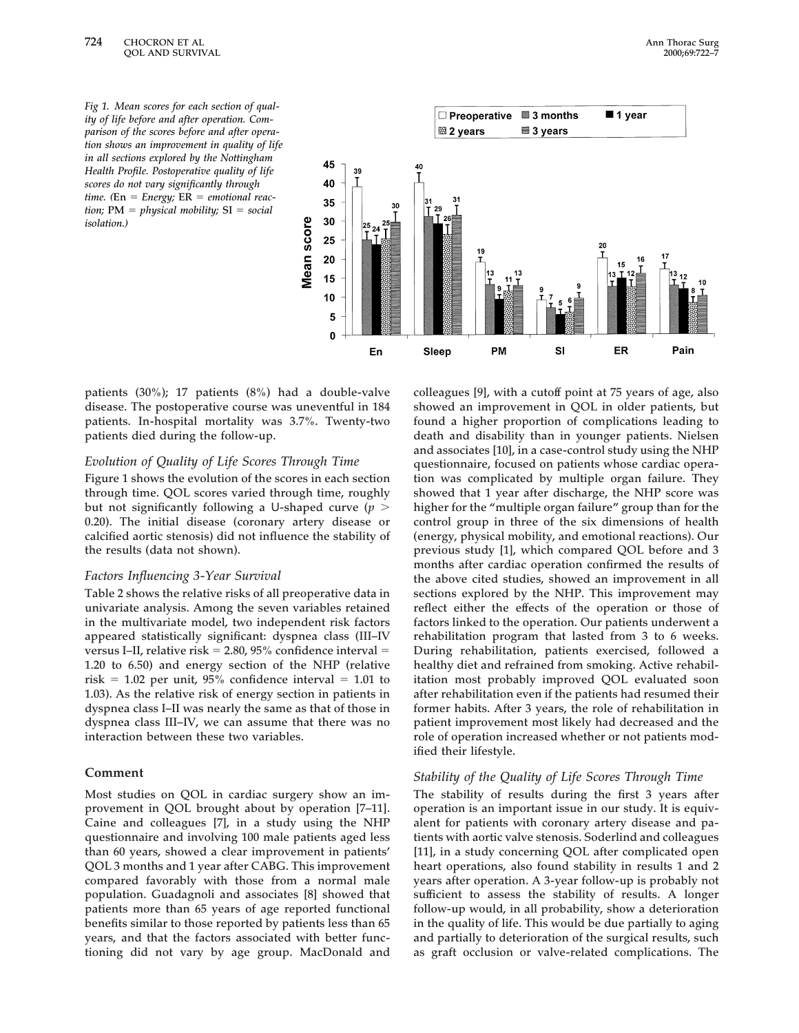*Fig 1. Mean scores for each section of quality of life before and after operation. Comparison of the scores before and after operation shows an improvement in quality of life in all sections explored by the Nottingham Health Profile. Postoperative quality of life scores do not vary significantly through time. (En = Energy; ER = emotional reaction; PM = physical mobility; SI = social isolation.)*

patients (30%); 17 patients (8%) had a double-valve disease. The postoperative course was uneventful in 184 patients. In-hospital mortality was 3.7%. Twenty-two patients died during the follow-up.

### Evolution of Quality of Life Scores Through Time

Figure 1 shows the evolution of the scores in each section through time. QOL scores varied through time, roughly but not significantly following a U-shaped curve ($p > 0.20$). The initial disease (coronary artery disease or calcified aortic stenosis) did not influence the stability of the results (data not shown).

### Factors Influencing 3-Year Survival

Table 2 shows the relative risks of all preoperative data in univariate analysis. Among the seven variables retained in the multivariate model, two independent risk factors appeared statistically significant: dyspnea class (III–IV versus I–II, relative risk = 2.80, 95% confidence interval = 1.20 to 6.50) and energy section of the NHP (relative risk = 1.02 per unit, 95% confidence interval = 1.01 to 1.03). As the relative risk of energy section in patients in dyspnea class I–II was nearly the same as that of those in dyspnea class III–IV, we can assume that there was no interaction between these two variables.

## Comment

Most studies on QOL in cardiac surgery show an improvement in QOL brought about by operation [7–11]. Caine and colleagues [7], in a study using the NHP questionnaire and involving 100 male patients aged less than 60 years, showed a clear improvement in patients' QOL 3 months and 1 year after CABG. This improvement compared favorably with those from a normal male population. Guadagnoli and associates [8] showed that patients more than 65 years of age reported functional benefits similar to those reported by patients less than 65 years, and that the factors associated with better functioning did not vary by age group. MacDonald and colleagues [9], with a cutoff point at 75 years of age, also showed an improvement in QOL in older patients, but found a higher proportion of complications leading to death and disability than in younger patients. Nielsen and associates [10], in a case-control study using the NHP questionnaire, focused on patients whose cardiac operation was complicated by multiple organ failure. They showed that 1 year after discharge, the NHP score was higher for the "multiple organ failure" group than for the control group in three of the six dimensions of health (energy, physical mobility, and emotional reactions). Our previous study [1], which compared QOL before and 3 months after cardiac operation confirmed the results of the above cited studies, showed an improvement in all sections explored by the NHP. This improvement may reflect either the effects of the operation or those of factors linked to the operation. Our patients underwent a rehabilitation program that lasted from 3 to 6 weeks. During rehabilitation, patients exercised, followed a healthy diet and refrained from smoking. Active rehabilitation most probably improved QOL evaluated soon after rehabilitation even if the patients had resumed their former habits. After 3 years, the role of rehabilitation in patient improvement most likely had decreased and the role of operation increased whether or not patients modified their lifestyle.

### Stability of the Quality of Life Scores Through Time

The stability of results during the first 3 years after operation is an important issue in our study. It is equivalent for patients with coronary artery disease and patients with aortic valve stenosis. Soderlind and colleagues [11], in a study concerning QOL after complicated open heart operations, also found stability in results 1 and 2 years after operation. A 3-year follow-up is probably not sufficient to assess the stability of results. A longer follow-up would, in all probability, show a deterioration in the quality of life. This would be due partially to aging and partially to deterioration of the surgical results, such as graft occlusion or valve-related complications. The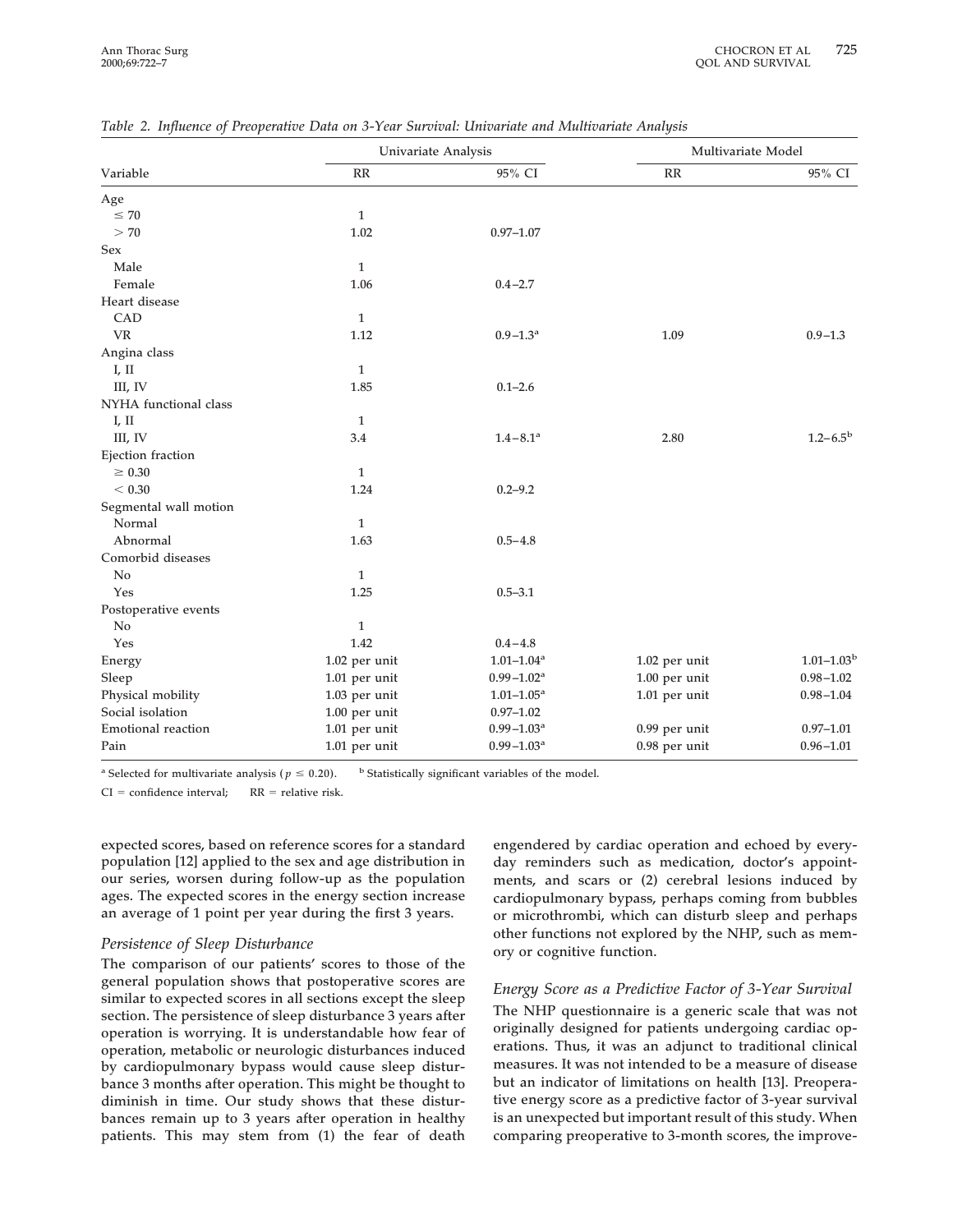*Table 2. Influence of Preoperative Data on 3-Year Survival: Univariate and Multivariate Analysis*

| Variable | Univariate Analysis | | Multivariate Model | |
|---|---|---|---|---|
| | RR | 95% CI | RR | 95% CI |
| Age | | | | |
| ≤ 70 | 1 | | | |
| > 70 | 1.02 | 0.97–1.07 | | |
| Sex | | | | |
| Male | 1 | | | |
| Female | 1.06 | 0.4–2.7 | | |
| Heart disease | | | | |
| CAD | 1 | | | |
| VR | 1.12 | 0.9–1.3[a] | 1.09 | 0.9–1.3 |
| Angina class | | | | |
| I, II | 1 | | | |
| III, IV | 1.85 | 0.1–2.6 | | |
| NYHA functional class | | | | |
| I, II | 1 | | | |
| III, IV | 3.4 | 1.4–8.1[a] | 2.80 | 1.2–6.5[b] |
| Ejection fraction | | | | |
| ≥ 0.30 | 1 | | | |
| < 0.30 | 1.24 | 0.2–9.2 | | |
| Segmental wall motion | | | | |
| Normal | 1 | | | |
| Abnormal | 1.63 | 0.5–4.8 | | |
| Comorbid diseases | | | | |
| No | 1 | | | |
| Yes | 1.25 | 0.5–3.1 | | |
| Postoperative events | | | | |
| No | 1 | | | |
| Yes | 1.42 | 0.4–4.8 | | |
| Energy | 1.02 per unit | 1.01–1.04[a] | 1.02 per unit | 1.01–1.03[b] |
| Sleep | 1.01 per unit | 0.99–1.02[a] | 1.00 per unit | 0.98–1.02 |
| Physical mobility | 1.03 per unit | 1.01–1.05[a] | 1.01 per unit | 0.98–1.04 |
| Social isolation | 1.00 per unit | 0.97–1.02 | | |
| Emotional reaction | 1.01 per unit | 0.99–1.03[a] | 0.99 per unit | 0.97–1.01 |
| Pain | 1.01 per unit | 0.99–1.03[a] | 0.98 per unit | 0.96–1.01 |

[a] Selected for multivariate analysis ($p \leq 0.20$). [b] Statistically significant variables of the model.

CI = confidence interval; RR = relative risk.

expected scores, based on reference scores for a standard population [12] applied to the sex and age distribution in our series, worsen during follow-up as the population ages. The expected scores in the energy section increase an average of 1 point per year during the first 3 years.

### *Persistence of Sleep Disturbance*

The comparison of our patients' scores to those of the general population shows that postoperative scores are similar to expected scores in all sections except the sleep section. The persistence of sleep disturbance 3 years after operation is worrying. It is understandable how fear of operation, metabolic or neurologic disturbances induced by cardiopulmonary bypass would cause sleep disturbance 3 months after operation. This might be thought to diminish in time. Our study shows that these disturbances remain up to 3 years after operation in healthy patients. This may stem from (1) the fear of death engendered by cardiac operation and echoed by everyday reminders such as medication, doctor's appointments, and scars or (2) cerebral lesions induced by cardiopulmonary bypass, perhaps coming from bubbles or microthrombi, which can disturb sleep and perhaps other functions not explored by the NHP, such as memory or cognitive function.

### *Energy Score as a Predictive Factor of 3-Year Survival*

The NHP questionnaire is a generic scale that was not originally designed for patients undergoing cardiac operations. Thus, it was an adjunct to traditional clinical measures. It was not intended to be a measure of disease but an indicator of limitations on health [13]. Preoperative energy score as a predictive factor of 3-year survival is an unexpected but important result of this study. When comparing preoperative to 3-month scores, the improve-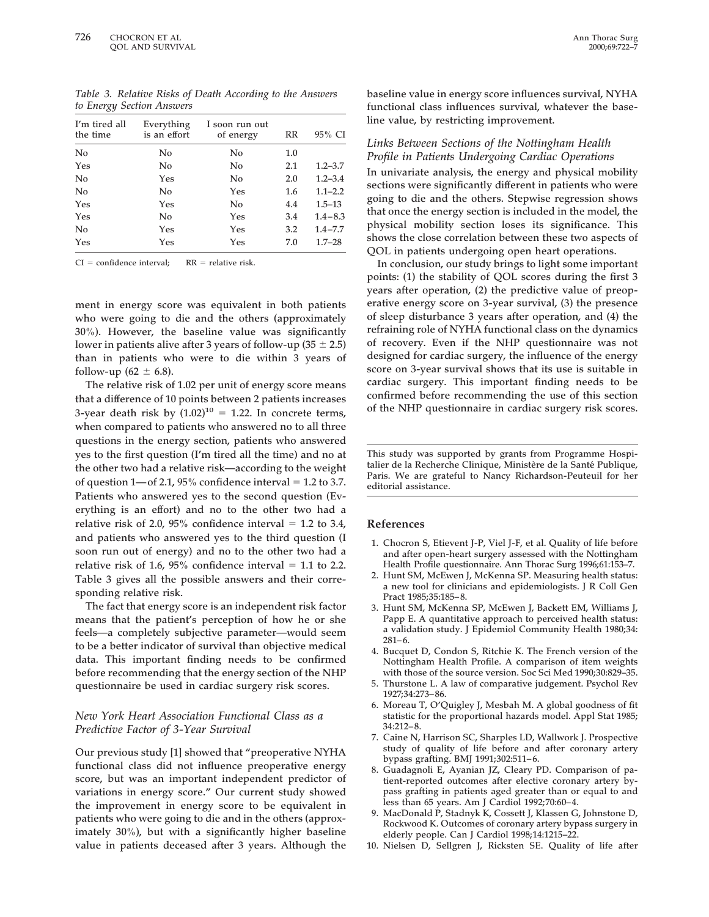*Table 3. Relative Risks of Death According to the Answers to Energy Section Answers*

| I'm tired all the time | Everything is an effort | I soon run out of energy | RR | 95% CI |
|---|---|---|---|---|
| No | No | No | 1.0 | |
| Yes | No | No | 2.1 | 1.2–3.7 |
| No | Yes | No | 2.0 | 1.2–3.4 |
| No | No | Yes | 1.6 | 1.1–2.2 |
| Yes | Yes | No | 4.4 | 1.5–13 |
| Yes | No | Yes | 3.4 | 1.4–8.3 |
| No | Yes | Yes | 3.2 | 1.4–7.7 |
| Yes | Yes | Yes | 7.0 | 1.7–28 |

CI = confidence interval; RR = relative risk.

ment in energy score was equivalent in both patients who were going to die and the others (approximately 30%). However, the baseline value was significantly lower in patients alive after 3 years of follow-up ($35 \pm 2.5$) than in patients who were to die within 3 years of follow-up ($62 \pm 6.8$).

The relative risk of 1.02 per unit of energy score means that a difference of 10 points between 2 patients increases 3-year death risk by $(1.02)^{10} = 1.22$. In concrete terms, when compared to patients who answered no to all three questions in the energy section, patients who answered yes to the first question (I'm tired all the time) and no at the other two had a relative risk—according to the weight of question 1—of 2.1, 95% confidence interval = 1.2 to 3.7. Patients who answered yes to the second question (Everything is an effort) and no to the other two had a relative risk of 2.0, 95% confidence interval = 1.2 to 3.4, and patients who answered yes to the third question (I soon run out of energy) and no to the other two had a relative risk of 1.6, 95% confidence interval = 1.1 to 2.2. Table 3 gives all the possible answers and their corresponding relative risk.

The fact that energy score is an independent risk factor means that the patient's perception of how he or she feels—a completely subjective parameter—would seem to be a better indicator of survival than objective medical data. This important finding needs to be confirmed before recommending that the energy section of the NHP questionnaire be used in cardiac surgery risk scores.

### *New York Heart Association Functional Class as a Predictive Factor of 3-Year Survival*

Our previous study [1] showed that "preoperative NYHA functional class did not influence preoperative energy score, but was an important independent predictor of variations in energy score." Our current study showed the improvement in energy score to be equivalent in patients who were going to die and in the others (approximately 30%), but with a significantly higher baseline value in patients deceased after 3 years. Although the baseline value in energy score influences survival, NYHA functional class influences survival, whatever the baseline value, by restricting improvement.

### *Links Between Sections of the Nottingham Health Profile in Patients Undergoing Cardiac Operations*

In univariate analysis, the energy and physical mobility sections were significantly different in patients who were going to die and the others. Stepwise regression shows that once the energy section is included in the model, the physical mobility section loses its significance. This shows the close correlation between these two aspects of QOL in patients undergoing open heart operations.

In conclusion, our study brings to light some important points: (1) the stability of QOL scores during the first 3 years after operation, (2) the predictive value of preoperative energy score on 3-year survival, (3) the presence of sleep disturbance 3 years after operation, and (4) the refraining role of NYHA functional class on the dynamics of recovery. Even if the NHP questionnaire was not designed for cardiac surgery, the influence of the energy score on 3-year survival shows that its use is suitable in cardiac surgery. This important finding needs to be confirmed before recommending the use of this section of the NHP questionnaire in cardiac surgery risk scores.

This study was supported by grants from Programme Hospitalier de la Recherche Clinique, Ministère de la Santé Publique, Paris. We are grateful to Nancy Richardson-Peuteuil for her editorial assistance.

## References

1. Chocron S, Etievent J-P, Viel J-F, et al. Quality of life before and after open-heart surgery assessed with the Nottingham Health Profile questionnaire. Ann Thorac Surg 1996;61:153–7.
2. Hunt SM, McEwen J, McKenna SP. Measuring health status: a new tool for clinicians and epidemiologists. J R Coll Gen Pract 1985;35:185–8.
3. Hunt SM, McKenna SP, McEwen J, Backett EM, Williams J, Papp E. A quantitative approach to perceived health status: a validation study. J Epidemiol Community Health 1980;34:281–6.
4. Bucquet D, Condon S, Ritchie K. The French version of the Nottingham Health Profile. A comparison of item weights with those of the source version. Soc Sci Med 1990;30:829–35.
5. Thurstone L. A law of comparative judgement. Psychol Rev 1927;34:273–86.
6. Moreau T, O'Quigley J, Mesbah M. A global goodness of fit statistic for the proportional hazards model. Appl Stat 1985;34:212–8.
7. Caine N, Harrison SC, Sharples LD, Wallwork J. Prospective study of quality of life before and after coronary artery bypass grafting. BMJ 1991;302:511–6.
8. Guadagnoli E, Ayanian JZ, Cleary PD. Comparison of patient-reported outcomes after elective coronary artery bypass grafting in patients aged greater than or equal to and less than 65 years. Am J Cardiol 1992;70:60–4.
9. MacDonald P, Stadnyk K, Cossett J, Klassen G, Johnstone D, Rockwood K. Outcomes of coronary artery bypass surgery in elderly people. Can J Cardiol 1998;14:1215–22.
10. Nielsen D, Sellgren J, Ricksten SE. Quality of life after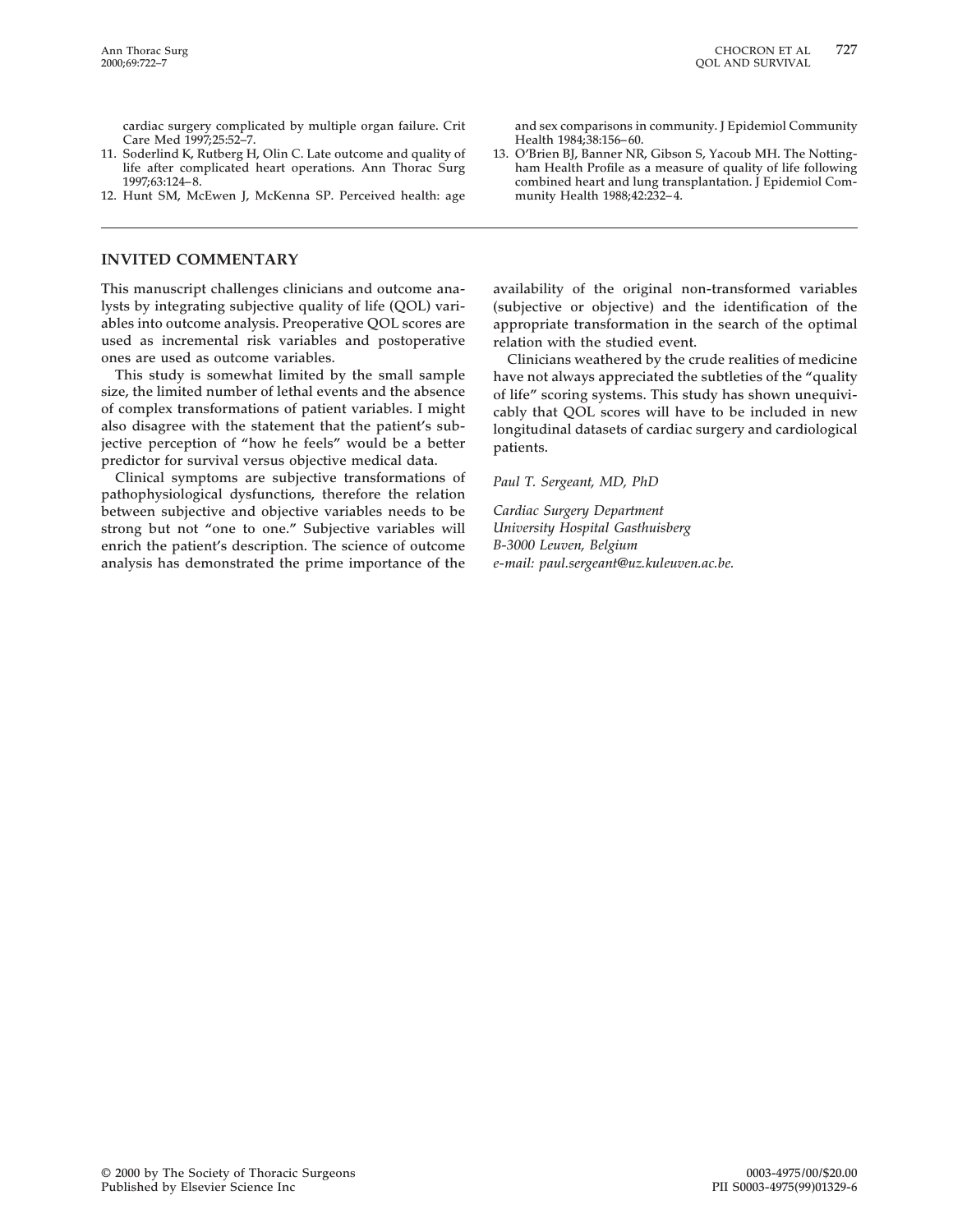cardiac surgery complicated by multiple organ failure. Crit Care Med 1997;25:52–7.

11. Soderlind K, Rutberg H, Olin C. Late outcome and quality of life after complicated heart operations. Ann Thorac Surg 1997;63:124–8.
12. Hunt SM, McEwen J, McKenna SP. Perceived health: age and sex comparisons in community. J Epidemiol Community Health 1984;38:156–60.
13. O'Brien BJ, Banner NR, Gibson S, Yacoub MH. The Nottingham Health Profile as a measure of quality of life following combined heart and lung transplantation. J Epidemiol Community Health 1988;42:232–4.

## INVITED COMMENTARY

This manuscript challenges clinicians and outcome analysts by integrating subjective quality of life (QOL) variables into outcome analysis. Preoperative QOL scores are used as incremental risk variables and postoperative ones are used as outcome variables.

This study is somewhat limited by the small sample size, the limited number of lethal events and the absence of complex transformations of patient variables. I might also disagree with the statement that the patient's subjective perception of "how he feels" would be a better predictor for survival versus objective medical data.

Clinical symptoms are subjective transformations of pathophysiological dysfunctions, therefore the relation between subjective and objective variables needs to be strong but not "one to one." Subjective variables will enrich the patient's description. The science of outcome analysis has demonstrated the prime importance of the availability of the original non-transformed variables (subjective or objective) and the identification of the appropriate transformation in the search of the optimal relation with the studied event.

Clinicians weathered by the crude realities of medicine have not always appreciated the subtleties of the "quality of life" scoring systems. This study has shown unequivicably that QOL scores will have to be included in new longitudinal datasets of cardiac surgery and cardiological patients.

*Paul T. Sergeant, MD, PhD*

*Cardiac Surgery Department*
*University Hospital Gasthuisberg*
*B-3000 Leuven, Belgium*
*e-mail: paul.sergeant@uz.kuleuven.ac.be.*

© 2000 by The Society of Thoracic Surgeons
Published by Elsevier Science Inc

0003-4975/00/$20.00
PII S0003-4975(99)01329-6